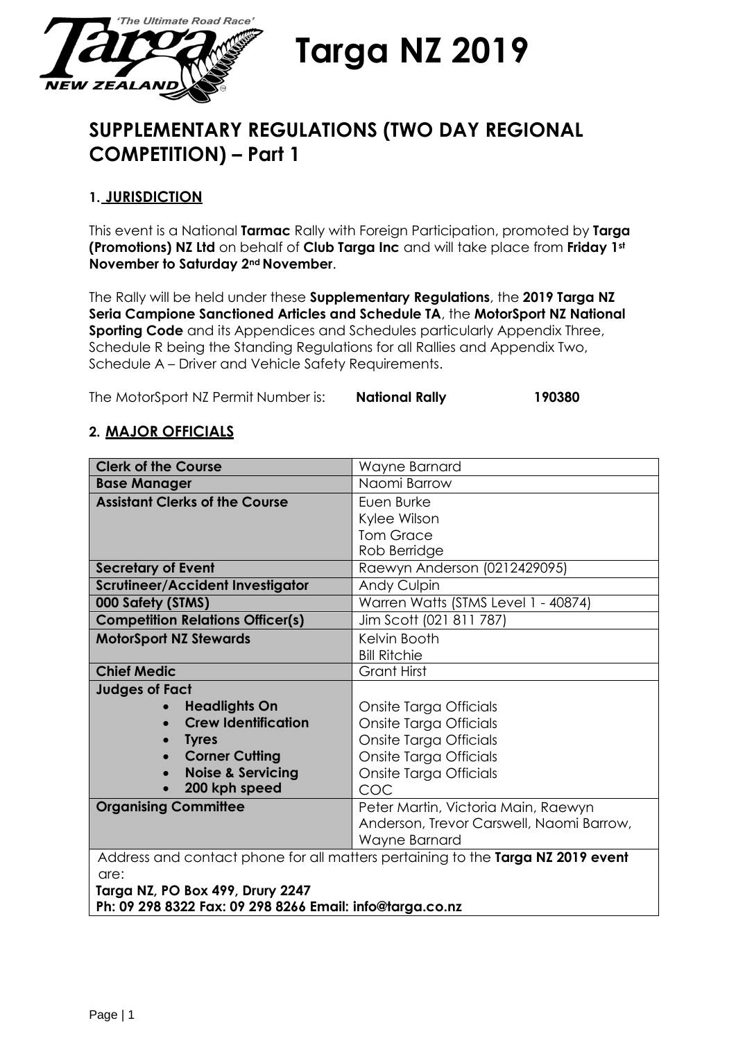# Targa NZ 2019

## SUPPLEMENTARY REGULATIONS (TWO DAY REGIONAL COMPETITION) – Part 1

### 1. JURISDICTION

This event is a National **Tarmac** Rally with Foreign Participation, promoted by **Targa (Promotions) NZ Ltd** on behalf of **Club Targa Inc** and will take place from **Friday 1st November to Saturday 2nd November**.

The Rally will be held under these **Supplementary Regulations**, the **2019 Targa NZ Seria Campione Sanctioned Articles and Schedule TA**, the **MotorSport NZ National Sporting Code** and its Appendices and Schedules particularly Appendix Three, Schedule R being the Standing Regulations for all Rallies and Appendix Two, Schedule A – Driver and Vehicle Safety Requirements.

The MotorSport NZ Permit Number is: **National Rally** **190380**

### 2. MAJOR OFFICIALS

| | |
|---|---|
| **Clerk of the Course** | Wayne Barnard |
| **Base Manager** | Naomi Barrow |
| **Assistant Clerks of the Course** | Euen Burke<br>Kylee Wilson<br>Tom Grace<br>Rob Berridge |
| **Secretary of Event** | Raewyn Anderson (0212429095) |
| **Scrutineer/Accident Investigator** | Andy Culpin |
| **000 Safety (STMS)** | Warren Watts (STMS Level 1 - 40874) |
| **Competition Relations Officer(s)** | Jim Scott (021 811 787) |
| **MotorSport NZ Stewards** | Kelvin Booth<br>Bill Ritchie |
| **Chief Medic** | Grant Hirst |
| **Judges of Fact**<br>• **Headlights On**<br>• **Crew Identification**<br>• **Tyres**<br>• **Corner Cutting**<br>• **Noise & Servicing**<br>• **200 kph speed** | <br>Onsite Targa Officials<br>Onsite Targa Officials<br>Onsite Targa Officials<br>Onsite Targa Officials<br>Onsite Targa Officials<br>COC |
| **Organising Committee** | Peter Martin, Victoria Main, Raewyn Anderson, Trevor Carswell, Naomi Barrow, Wayne Barnard |
| Address and contact phone for all matters pertaining to the **Targa NZ 2019 event** are:<br>**Targa NZ, PO Box 499, Drury 2247**<br>**Ph: 09 298 8322 Fax: 09 298 8266 Email: info@targa.co.nz** | |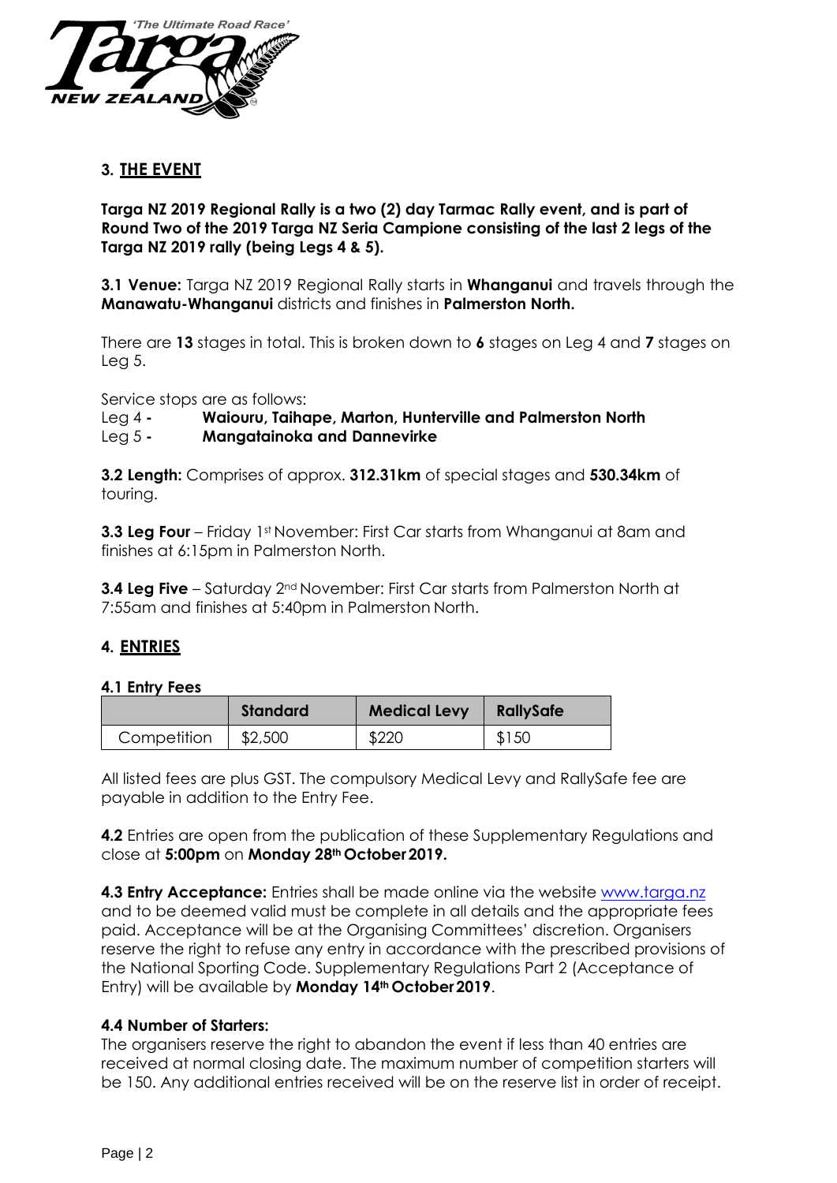## 3. THE EVENT

**Targa NZ 2019 Regional Rally is a two (2) day Tarmac Rally event, and is part of Round Two of the 2019 Targa NZ Seria Campione consisting of the last 2 legs of the Targa NZ 2019 rally (being Legs 4 & 5).**

**3.1 Venue:** Targa NZ 2019 Regional Rally starts in **Whanganui** and travels through the **Manawatu-Whanganui** districts and finishes in **Palmerston North.**

There are **13** stages in total. This is broken down to **6** stages on Leg 4 and **7** stages on Leg 5.

Service stops are as follows:

Leg 4 **- Waiouru, Taihape, Marton, Hunterville and Palmerston North**
Leg 5 **- Mangatainoka and Dannevirke**

**3.2 Length:** Comprises of approx. **312.31km** of special stages and **530.34km** of touring.

**3.3 Leg Four** – Friday 1st November: First Car starts from Whanganui at 8am and finishes at 6:15pm in Palmerston North.

**3.4 Leg Five** – Saturday 2nd November: First Car starts from Palmerston North at 7:55am and finishes at 5:40pm in Palmerston North.

## 4. ENTRIES

### 4.1 Entry Fees

| | Standard | Medical Levy | RallySafe |
|---|---|---|---|
| Competition | $2,500 | $220 | $150 |

All listed fees are plus GST. The compulsory Medical Levy and RallySafe fee are payable in addition to the Entry Fee.

**4.2** Entries are open from the publication of these Supplementary Regulations and close at **5:00pm** on **Monday 28th October 2019.**

**4.3 Entry Acceptance:** Entries shall be made online via the website www.targa.nz and to be deemed valid must be complete in all details and the appropriate fees paid. Acceptance will be at the Organising Committees' discretion. Organisers reserve the right to refuse any entry in accordance with the prescribed provisions of the National Sporting Code. Supplementary Regulations Part 2 (Acceptance of Entry) will be available by **Monday 14th October 2019**.

**4.4 Number of Starters:**

The organisers reserve the right to abandon the event if less than 40 entries are received at normal closing date. The maximum number of competition starters will be 150. Any additional entries received will be on the reserve list in order of receipt.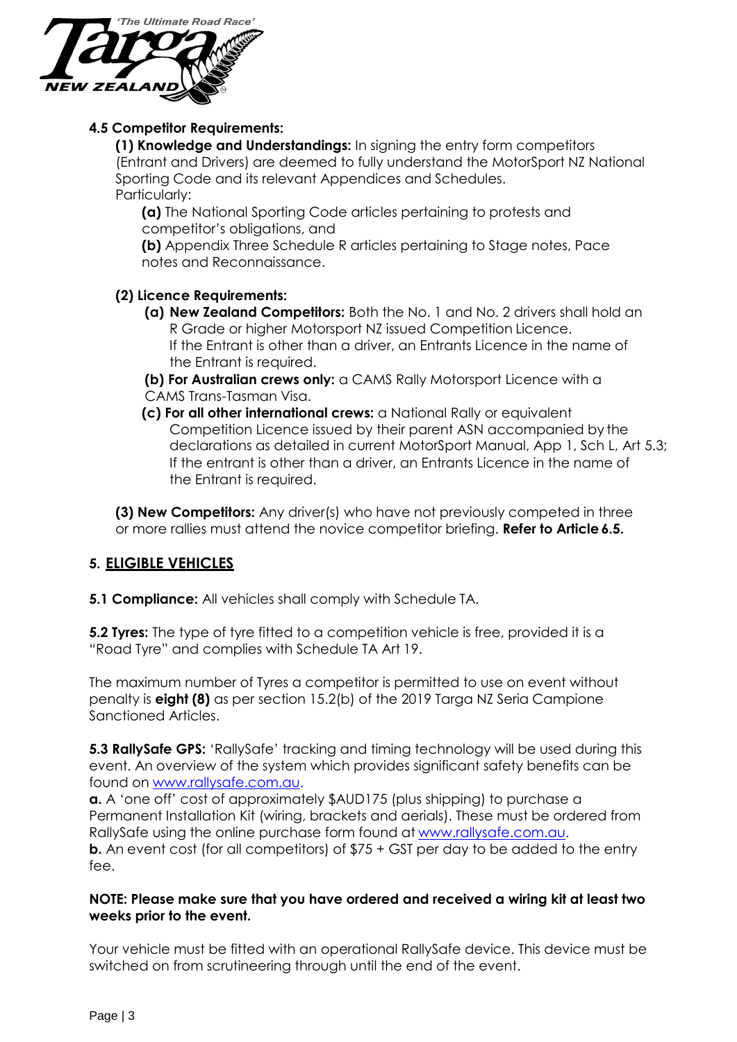**4.5 Competitor Requirements:**

**(1) Knowledge and Understandings:** In signing the entry form competitors (Entrant and Drivers) are deemed to fully understand the MotorSport NZ National Sporting Code and its relevant Appendices and Schedules.
Particularly:

**(a)** The National Sporting Code articles pertaining to protests and competitor's obligations, and

**(b)** Appendix Three Schedule R articles pertaining to Stage notes, Pace notes and Reconnaissance.

**(2) Licence Requirements:**

**(a) New Zealand Competitors:** Both the No. 1 and No. 2 drivers shall hold an R Grade or higher Motorsport NZ issued Competition Licence.
If the Entrant is other than a driver, an Entrants Licence in the name of the Entrant is required.

**(b) For Australian crews only:** a CAMS Rally Motorsport Licence with a CAMS Trans-Tasman Visa.

**(c) For all other international crews:** a National Rally or equivalent Competition Licence issued by their parent ASN accompanied by the declarations as detailed in current MotorSport Manual, App 1, Sch L, Art 5.3;
If the entrant is other than a driver, an Entrants Licence in the name of the Entrant is required.

**(3) New Competitors:** Any driver(s) who have not previously competed in three or more rallies must attend the novice competitor briefing. **Refer to Article 6.5.**

## 5. ELIGIBLE VEHICLES

**5.1 Compliance:** All vehicles shall comply with Schedule TA.

**5.2 Tyres:** The type of tyre fitted to a competition vehicle is free, provided it is a "Road Tyre" and complies with Schedule TA Art 19.

The maximum number of Tyres a competitor is permitted to use on event without penalty is **eight (8)** as per section 15.2(b) of the 2019 Targa NZ Seria Campione Sanctioned Articles.

**5.3 RallySafe GPS:** 'RallySafe' tracking and timing technology will be used during this event. An overview of the system which provides significant safety benefits can be found on www.rallysafe.com.au.

**a.** A 'one off' cost of approximately $AUD175 (plus shipping) to purchase a Permanent Installation Kit (wiring, brackets and aerials). These must be ordered from RallySafe using the online purchase form found at www.rallysafe.com.au.

**b.** An event cost (for all competitors) of $75 + GST per day to be added to the entry fee.

**NOTE: Please make sure that you have ordered and received a wiring kit at least two weeks prior to the event.**

Your vehicle must be fitted with an operational RallySafe device. This device must be switched on from scrutineering through until the end of the event.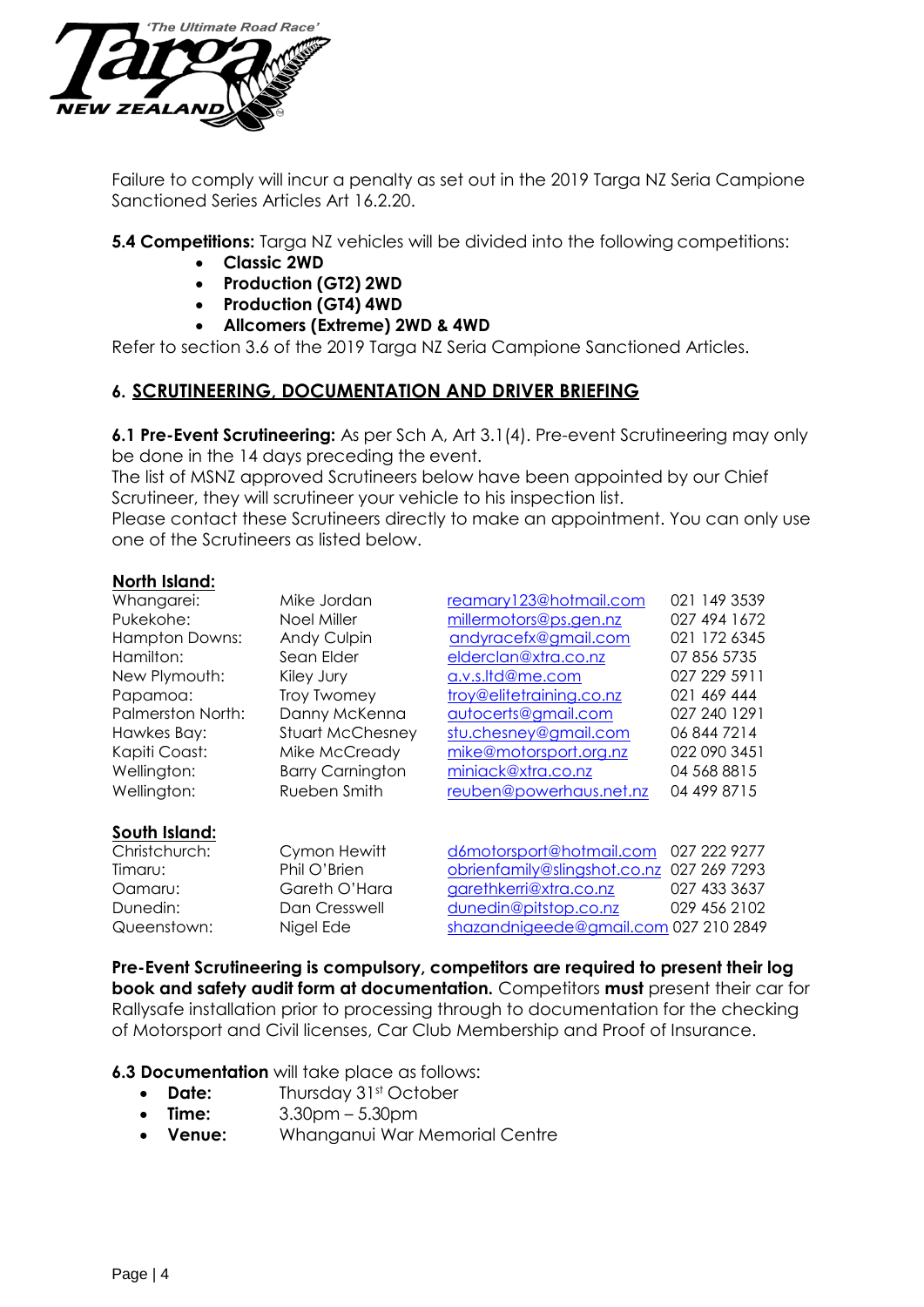Failure to comply will incur a penalty as set out in the 2019 Targa NZ Seria Campione Sanctioned Series Articles Art 16.2.20.

**5.4 Competitions:** Targa NZ vehicles will be divided into the following competitions:

- **Classic 2WD**
- **Production (GT2) 2WD**
- **Production (GT4) 4WD**
- **Allcomers (Extreme) 2WD & 4WD**

Refer to section 3.6 of the 2019 Targa NZ Seria Campione Sanctioned Articles.

## 6. SCRUTINEERING, DOCUMENTATION AND DRIVER BRIEFING

**6.1 Pre-Event Scrutineering:** As per Sch A, Art 3.1(4). Pre-event Scrutineering may only be done in the 14 days preceding the event.
The list of MSNZ approved Scrutineers below have been appointed by our Chief Scrutineer, they will scrutineer your vehicle to his inspection list.
Please contact these Scrutineers directly to make an appointment. You can only use one of the Scrutineers as listed below.

**North Island:**

| | | | |
|---|---|---|---|
| Whangarei: | Mike Jordan | reamary123@hotmail.com | 021 149 3539 |
| Pukekohe: | Noel Miller | millermotors@ps.gen.nz | 027 494 1672 |
| Hampton Downs: | Andy Culpin | andyracefx@gmail.com | 021 172 6345 |
| Hamilton: | Sean Elder | elderclan@xtra.co.nz | 07 856 5735 |
| New Plymouth: | Kiley Jury | a.v.s.ltd@me.com | 027 229 5911 |
| Papamoa: | Troy Twomey | troy@elitetraining.co.nz | 021 469 444 |
| Palmerston North: | Danny McKenna | autocerts@gmail.com | 027 240 1291 |
| Hawkes Bay: | Stuart McChesney | stu.chesney@gmail.com | 06 844 7214 |
| Kapiti Coast: | Mike McCready | mike@motorsport.org.nz | 022 090 3451 |
| Wellington: | Barry Carnington | miniack@xtra.co.nz | 04 568 8815 |
| Wellington: | Rueben Smith | reuben@powerhaus.net.nz | 04 499 8715 |

**South Island:**

| | | | |
|---|---|---|---|
| Christchurch: | Cymon Hewitt | d6motorsport@hotmail.com | 027 222 9277 |
| Timaru: | Phil O'Brien | obrienfamily@slingshot.co.nz | 027 269 7293 |
| Oamaru: | Gareth O'Hara | garethkerri@xtra.co.nz | 027 433 3637 |
| Dunedin: | Dan Cresswell | dunedin@pitstop.co.nz | 029 456 2102 |
| Queenstown: | Nigel Ede | shazandnigeede@gmail.com | 027 210 2849 |

**Pre-Event Scrutineering is compulsory, competitors are required to present their log book and safety audit form at documentation.** Competitors **must** present their car for Rallysafe installation prior to processing through to documentation for the checking of Motorsport and Civil licenses, Car Club Membership and Proof of Insurance.

**6.3 Documentation** will take place as follows:

- **Date:** Thursday 31st October
- **Time:** 3.30pm – 5.30pm
- **Venue:** Whanganui War Memorial Centre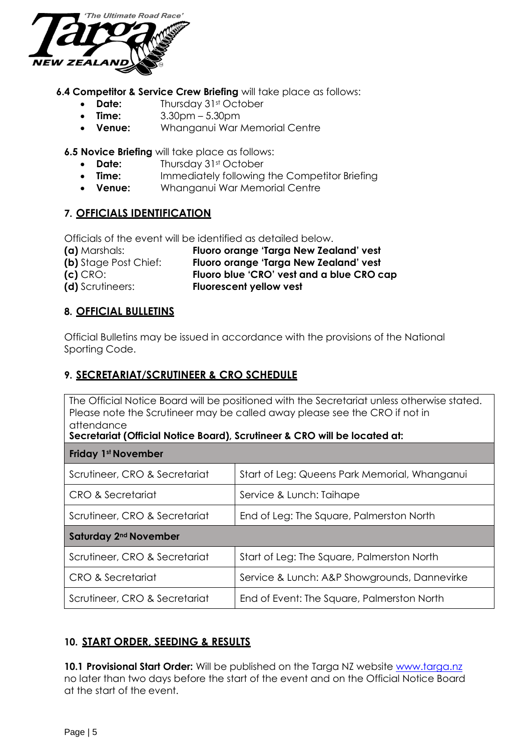**6.4 Competitor & Service Crew Briefing** will take place as follows:

- **Date:** Thursday 31st October
- **Time:** 3.30pm – 5.30pm
- **Venue:** Whanganui War Memorial Centre

**6.5 Novice Briefing** will take place as follows:

- **Date:** Thursday 31st October
- **Time:** Immediately following the Competitor Briefing
- **Venue:** Whanganui War Memorial Centre

## 7. OFFICIALS IDENTIFICATION

Officials of the event will be identified as detailed below.

**(a)** Marshals: **Fluoro orange 'Targa New Zealand' vest**
**(b)** Stage Post Chief: **Fluoro orange 'Targa New Zealand' vest**
**(c)** CRO: **Fluoro blue 'CRO' vest and a blue CRO cap**
**(d)** Scrutineers: **Fluorescent yellow vest**

## 8. OFFICIAL BULLETINS

Official Bulletins may be issued in accordance with the provisions of the National Sporting Code.

## 9. SECRETARIAT/SCRUTINEER & CRO SCHEDULE

The Official Notice Board will be positioned with the Secretariat unless otherwise stated. Please note the Scrutineer may be called away please see the CRO if not in attendance
**Secretariat (Official Notice Board), Scrutineer & CRO will be located at:**

| | |
|---|---|
| **Friday 1st November** | |
| Scrutineer, CRO & Secretariat | Start of Leg: Queens Park Memorial, Whanganui |
| CRO & Secretariat | Service & Lunch: Taihape |
| Scrutineer, CRO & Secretariat | End of Leg: The Square, Palmerston North |
| **Saturday 2nd November** | |
| Scrutineer, CRO & Secretariat | Start of Leg: The Square, Palmerston North |
| CRO & Secretariat | Service & Lunch: A&P Showgrounds, Dannevirke |
| Scrutineer, CRO & Secretariat | End of Event: The Square, Palmerston North |

## 10. START ORDER, SEEDING & RESULTS

**10.1 Provisional Start Order:** Will be published on the Targa NZ website www.targa.nz no later than two days before the start of the event and on the Official Notice Board at the start of the event.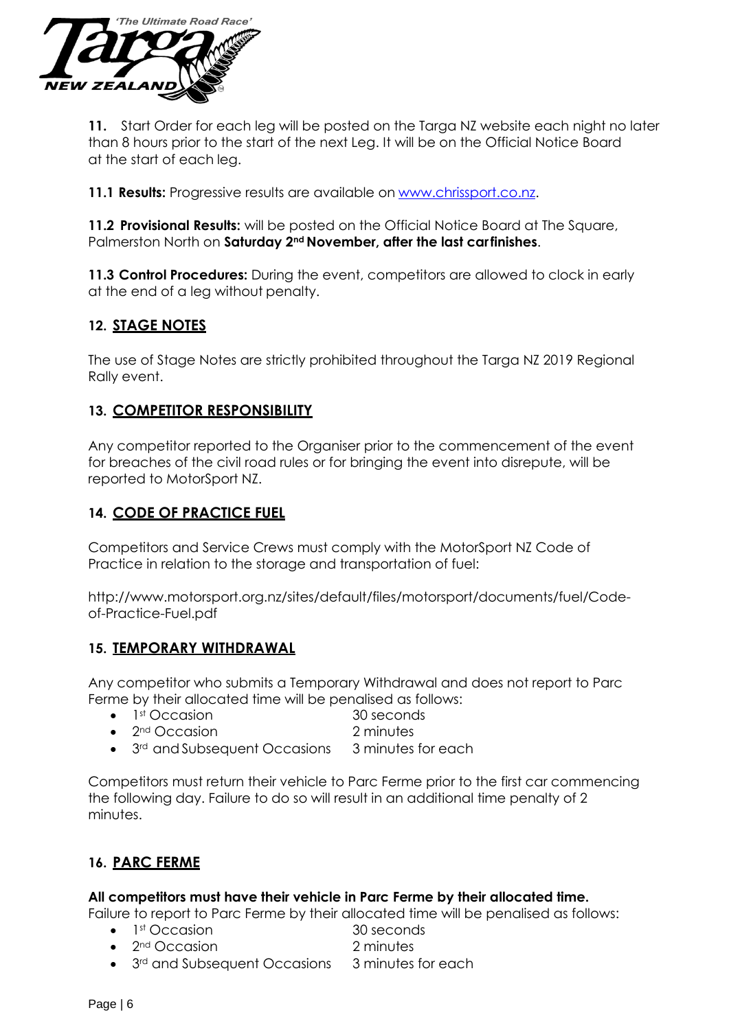**11.** Start Order for each leg will be posted on the Targa NZ website each night no later than 8 hours prior to the start of the next Leg. It will be on the Official Notice Board at the start of each leg.

**11.1 Results:** Progressive results are available on [www.chrissport.co.nz](www.chrissport.co.nz).

**11.2 Provisional Results:** will be posted on the Official Notice Board at The Square, Palmerston North on **Saturday 2nd November, after the last car finishes**.

**11.3 Control Procedures:** During the event, competitors are allowed to clock in early at the end of a leg without penalty.

## 12. STAGE NOTES

The use of Stage Notes are strictly prohibited throughout the Targa NZ 2019 Regional Rally event.

## 13. COMPETITOR RESPONSIBILITY

Any competitor reported to the Organiser prior to the commencement of the event for breaches of the civil road rules or for bringing the event into disrepute, will be reported to MotorSport NZ.

## 14. CODE OF PRACTICE FUEL

Competitors and Service Crews must comply with the MotorSport NZ Code of Practice in relation to the storage and transportation of fuel:

http://www.motorsport.org.nz/sites/default/files/motorsport/documents/fuel/Code-of-Practice-Fuel.pdf

## 15. TEMPORARY WITHDRAWAL

Any competitor who submits a Temporary Withdrawal and does not report to Parc Ferme by their allocated time will be penalised as follows:

- 1st Occasion — 30 seconds
- 2nd Occasion — 2 minutes
- 3rd and Subsequent Occasions — 3 minutes for each

Competitors must return their vehicle to Parc Ferme prior to the first car commencing the following day. Failure to do so will result in an additional time penalty of 2 minutes.

## 16. PARC FERME

**All competitors must have their vehicle in Parc Ferme by their allocated time.**

Failure to report to Parc Ferme by their allocated time will be penalised as follows:

- 1st Occasion — 30 seconds
- 2nd Occasion — 2 minutes
- 3rd and Subsequent Occasions — 3 minutes for each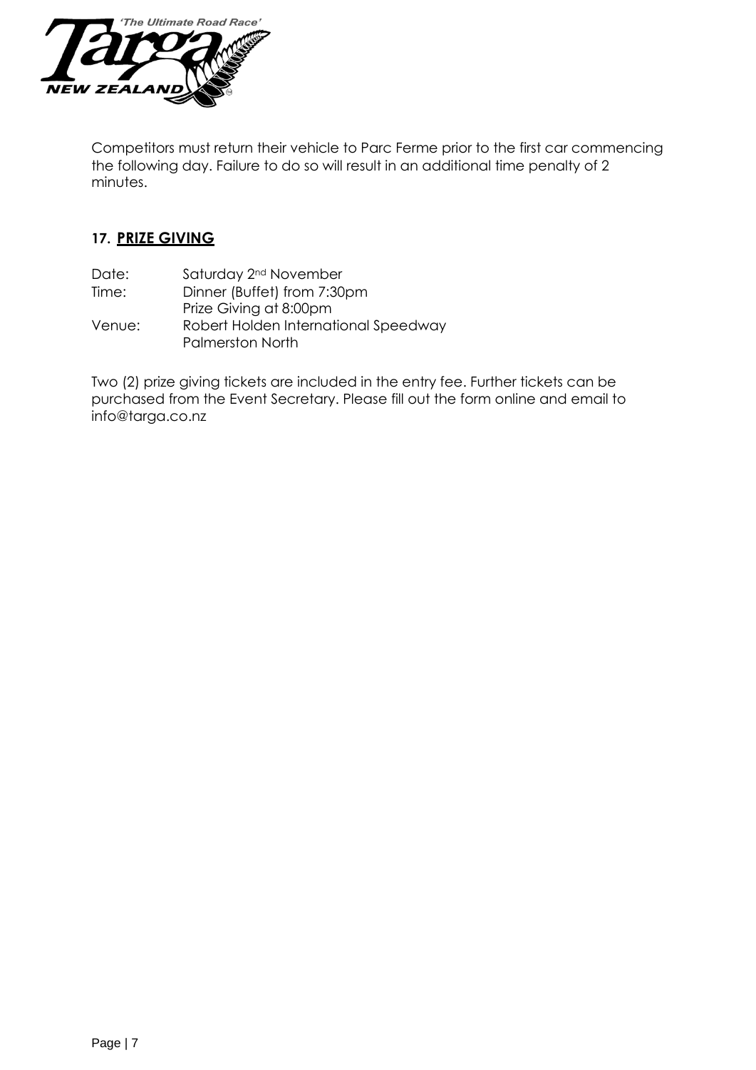Competitors must return their vehicle to Parc Ferme prior to the first car commencing the following day. Failure to do so will result in an additional time penalty of 2 minutes.

## 17. PRIZE GIVING

| | |
|---|---|
| Date: | Saturday 2nd November |
| Time: | Dinner (Buffet) from 7:30pm<br>Prize Giving at 8:00pm |
| Venue: | Robert Holden International Speedway<br>Palmerston North |

Two (2) prize giving tickets are included in the entry fee. Further tickets can be purchased from the Event Secretary. Please fill out the form online and email to info@targa.co.nz